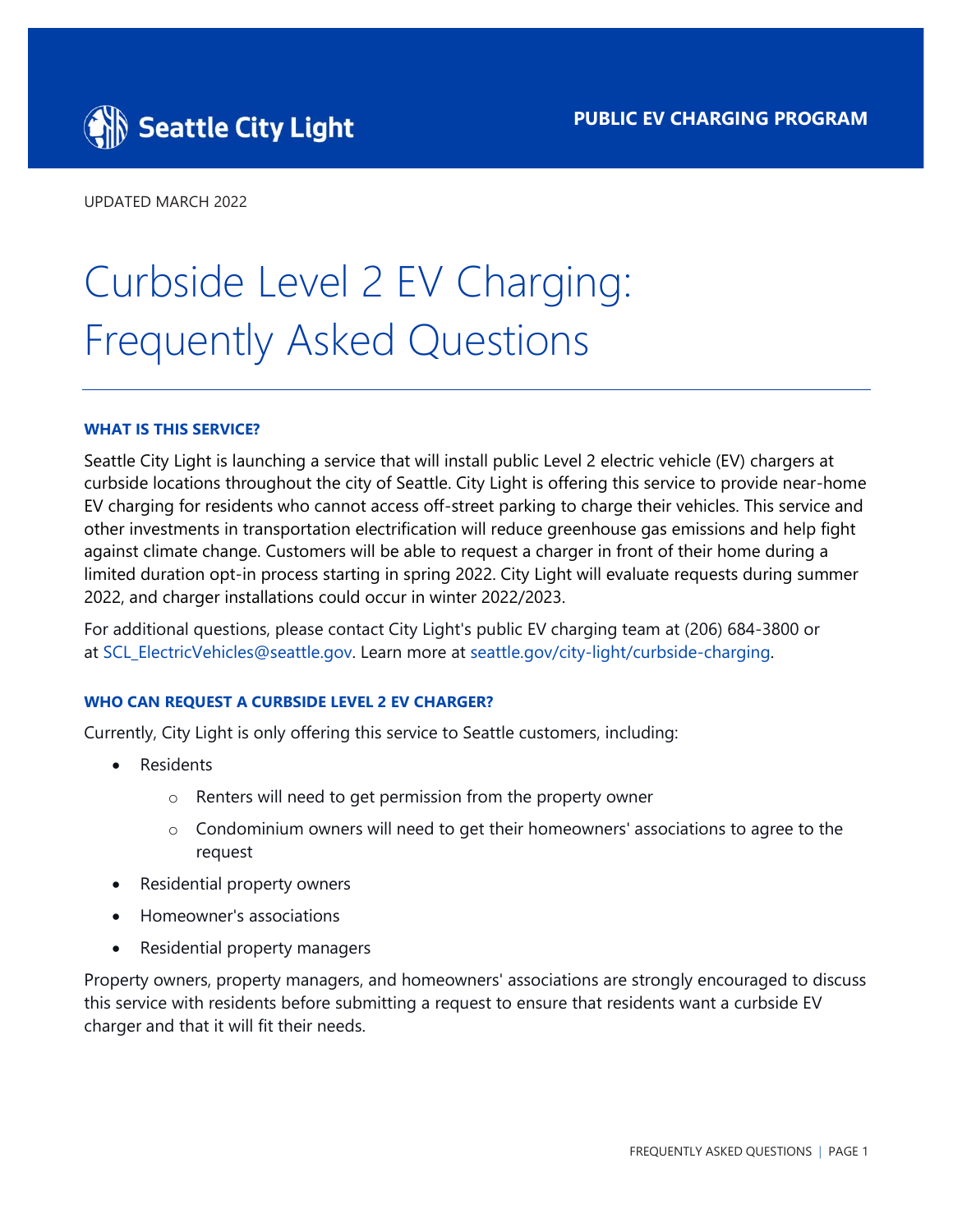Seattle City Light

**PUBLIC EV CHARGING PROGRAM**

UPDATED MARCH 2022

# Curbside Level 2 EV Charging: Frequently Asked Questions

### WHAT IS THIS SERVICE?

Seattle City Light is launching a service that will install public Level 2 electric vehicle (EV) chargers at curbside locations throughout the city of Seattle. City Light is offering this service to provide near-home EV charging for residents who cannot access off-street parking to charge their vehicles. This service and other investments in transportation electrification will reduce greenhouse gas emissions and help fight against climate change. Customers will be able to request a charger in front of their home during a limited duration opt-in process starting in spring 2022. City Light will evaluate requests during summer 2022, and charger installations could occur in winter 2022/2023.

For additional questions, please contact City Light's public EV charging team at (206) 684-3800 or at SCL_ElectricVehicles@seattle.gov. Learn more at seattle.gov/city-light/curbside-charging.

### WHO CAN REQUEST A CURBSIDE LEVEL 2 EV CHARGER?

Currently, City Light is only offering this service to Seattle customers, including:

- Residents
  - Renters will need to get permission from the property owner
  - Condominium owners will need to get their homeowners' associations to agree to the request
- Residential property owners
- Homeowner's associations
- Residential property managers

Property owners, property managers, and homeowners' associations are strongly encouraged to discuss this service with residents before submitting a request to ensure that residents want a curbside EV charger and that it will fit their needs.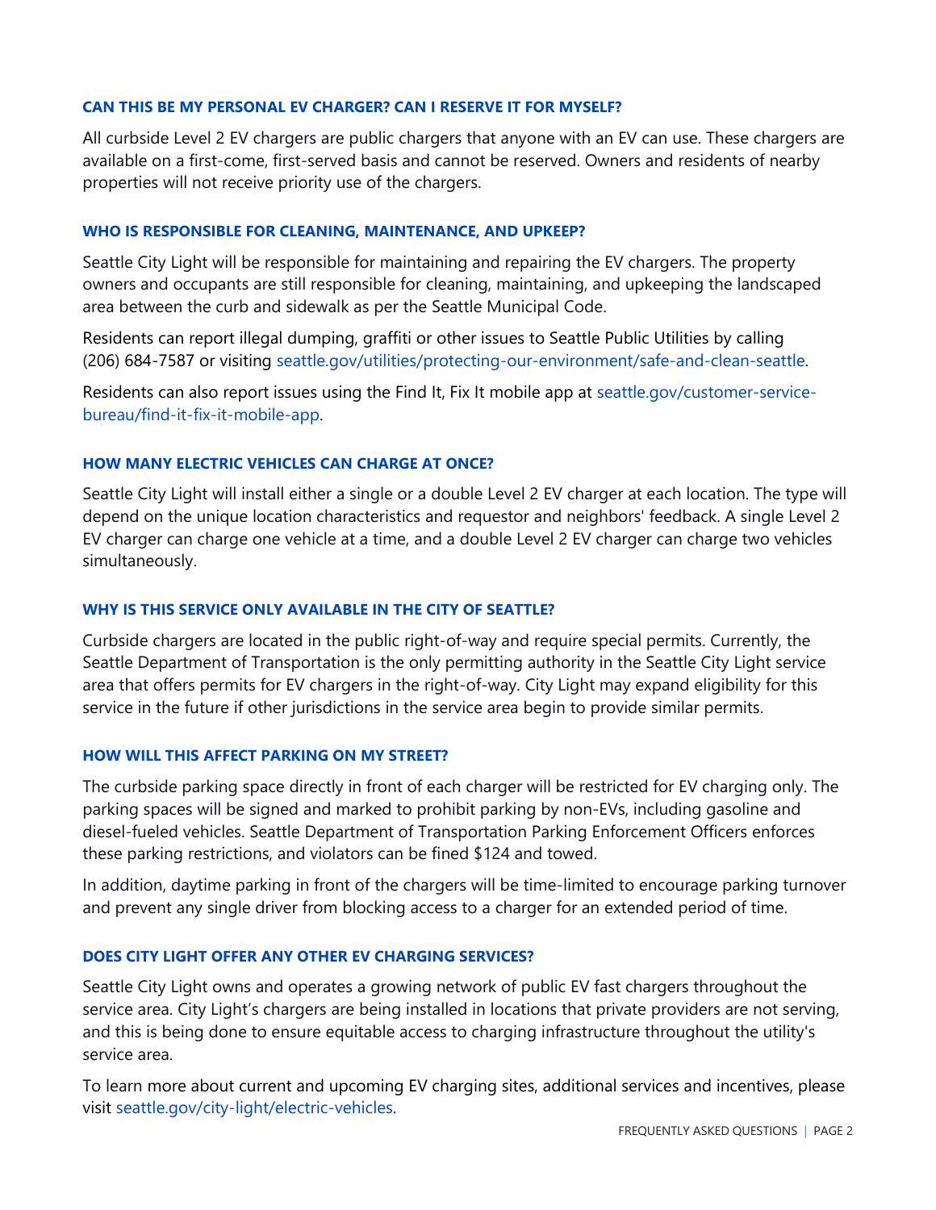### CAN THIS BE MY PERSONAL EV CHARGER? CAN I RESERVE IT FOR MYSELF?

All curbside Level 2 EV chargers are public chargers that anyone with an EV can use. These chargers are available on a first-come, first-served basis and cannot be reserved. Owners and residents of nearby properties will not receive priority use of the chargers.

### WHO IS RESPONSIBLE FOR CLEANING, MAINTENANCE, AND UPKEEP?

Seattle City Light will be responsible for maintaining and repairing the EV chargers. The property owners and occupants are still responsible for cleaning, maintaining, and upkeeping the landscaped area between the curb and sidewalk as per the Seattle Municipal Code.

Residents can report illegal dumping, graffiti or other issues to Seattle Public Utilities by calling (206) 684-7587 or visiting seattle.gov/utilities/protecting-our-environment/safe-and-clean-seattle.

Residents can also report issues using the Find It, Fix It mobile app at seattle.gov/customer-service-bureau/find-it-fix-it-mobile-app.

### HOW MANY ELECTRIC VEHICLES CAN CHARGE AT ONCE?

Seattle City Light will install either a single or a double Level 2 EV charger at each location. The type will depend on the unique location characteristics and requestor and neighbors' feedback. A single Level 2 EV charger can charge one vehicle at a time, and a double Level 2 EV charger can charge two vehicles simultaneously.

### WHY IS THIS SERVICE ONLY AVAILABLE IN THE CITY OF SEATTLE?

Curbside chargers are located in the public right-of-way and require special permits. Currently, the Seattle Department of Transportation is the only permitting authority in the Seattle City Light service area that offers permits for EV chargers in the right-of-way. City Light may expand eligibility for this service in the future if other jurisdictions in the service area begin to provide similar permits.

### HOW WILL THIS AFFECT PARKING ON MY STREET?

The curbside parking space directly in front of each charger will be restricted for EV charging only. The parking spaces will be signed and marked to prohibit parking by non-EVs, including gasoline and diesel-fueled vehicles. Seattle Department of Transportation Parking Enforcement Officers enforces these parking restrictions, and violators can be fined $124 and towed.

In addition, daytime parking in front of the chargers will be time-limited to encourage parking turnover and prevent any single driver from blocking access to a charger for an extended period of time.

### DOES CITY LIGHT OFFER ANY OTHER EV CHARGING SERVICES?

Seattle City Light owns and operates a growing network of public EV fast chargers throughout the service area. City Light's chargers are being installed in locations that private providers are not serving, and this is being done to ensure equitable access to charging infrastructure throughout the utility's service area.

To learn more about current and upcoming EV charging sites, additional services and incentives, please visit seattle.gov/city-light/electric-vehicles.